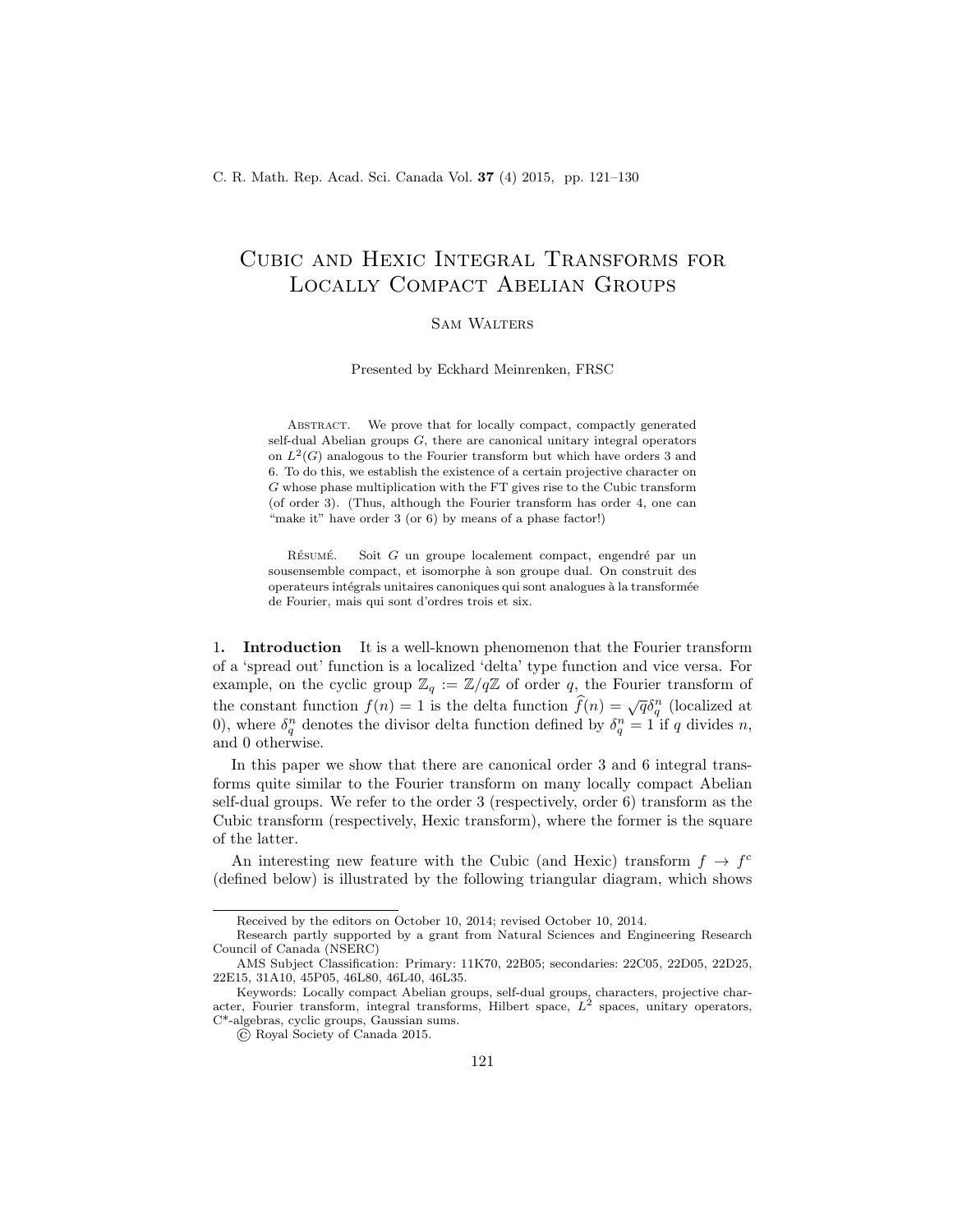# Cubic and Hexic Integral Transforms for Locally Compact Abelian Groups

Sam Walters

Presented by Eckhard Meinrenken, FRSC

Abstract. We prove that for locally compact, compactly generated self-dual Abelian groups $G$, there are canonical unitary integral operators on $L^2(G)$ analogous to the Fourier transform but which have orders 3 and 6. To do this, we establish the existence of a certain projective character on $G$ whose phase multiplication with the FT gives rise to the Cubic transform (of order 3). (Thus, although the Fourier transform has order 4, one can "make it" have order 3 (or 6) by means of a phase factor!)

Résumé. Soit $G$ un groupe localement compact, engendré par un sousensemble compact, et isomorphe à son groupe dual. On construit des operateurs intégrals unitaires canoniques qui sont analogues à la transformée de Fourier, mais qui sont d'ordres trois et six.

## 1. Introduction

It is a well-known phenomenon that the Fourier transform of a 'spread out' function is a localized 'delta' type function and vice versa. For example, on the cyclic group $\mathbb{Z}_q := \mathbb{Z}/q\mathbb{Z}$ of order $q$, the Fourier transform of the constant function $f(n) = 1$ is the delta function $\widehat{f}(n) = \sqrt{q}\delta_q^n$ (localized at 0), where $\delta_q^n$ denotes the divisor delta function defined by $\delta_q^n = 1$ if $q$ divides $n$, and 0 otherwise.

In this paper we show that there are canonical order 3 and 6 integral transforms quite similar to the Fourier transform on many locally compact Abelian self-dual groups. We refer to the order 3 (respectively, order 6) transform as the Cubic transform (respectively, Hexic transform), where the former is the square of the latter.

An interesting new feature with the Cubic (and Hexic) transform $f \to f^c$ (defined below) is illustrated by the following triangular diagram, which shows

---

Received by the editors on October 10, 2014; revised October 10, 2014.

Research partly supported by a grant from Natural Sciences and Engineering Research Council of Canada (NSERC)

AMS Subject Classification: Primary: 11K70, 22B05; secondaries: 22C05, 22D05, 22D25, 22E15, 31A10, 45P05, 46L80, 46L40, 46L35.

Keywords: Locally compact Abelian groups, self-dual groups, characters, projective character, Fourier transform, integral transforms, Hilbert space, $L^2$ spaces, unitary operators, C*-algebras, cyclic groups, Gaussian sums.

© Royal Society of Canada 2015.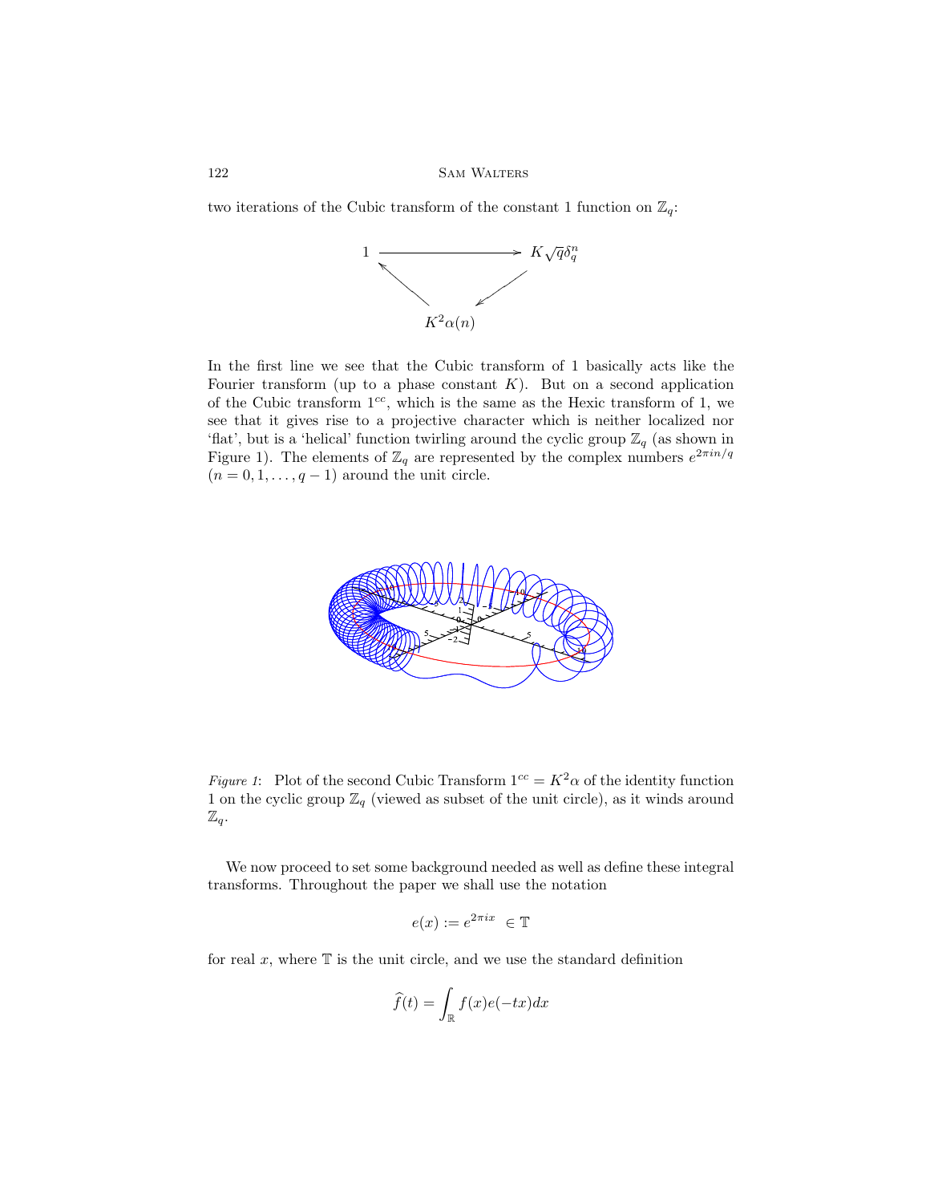two iterations of the Cubic transform of the constant 1 function on $\mathbb{Z}_q$:

$$1 \longrightarrow K\sqrt{q}\delta_q^n \longrightarrow K^2\alpha(n) \longrightarrow 1$$

In the first line we see that the Cubic transform of 1 basically acts like the Fourier transform (up to a phase constant $K$). But on a second application of the Cubic transform $1^{cc}$, which is the same as the Hexic transform of 1, we see that it gives rise to a projective character which is neither localized nor 'flat', but is a 'helical' function twirling around the cyclic group $\mathbb{Z}_q$ (as shown in Figure 1). The elements of $\mathbb{Z}_q$ are represented by the complex numbers $e^{2\pi in/q}$ $(n = 0, 1, \ldots, q-1)$ around the unit circle.

*Figure 1*: Plot of the second Cubic Transform $1^{cc} = K^2\alpha$ of the identity function 1 on the cyclic group $\mathbb{Z}_q$ (viewed as subset of the unit circle), as it winds around $\mathbb{Z}_q$.

We now proceed to set some background needed as well as define these integral transforms. Throughout the paper we shall use the notation

$$e(x) := e^{2\pi ix} \ \in \mathbb{T}$$

for real $x$, where $\mathbb{T}$ is the unit circle, and we use the standard definition

$$\widehat{f}(t) = \int_{\mathbb{R}} f(x)e(-tx)dx$$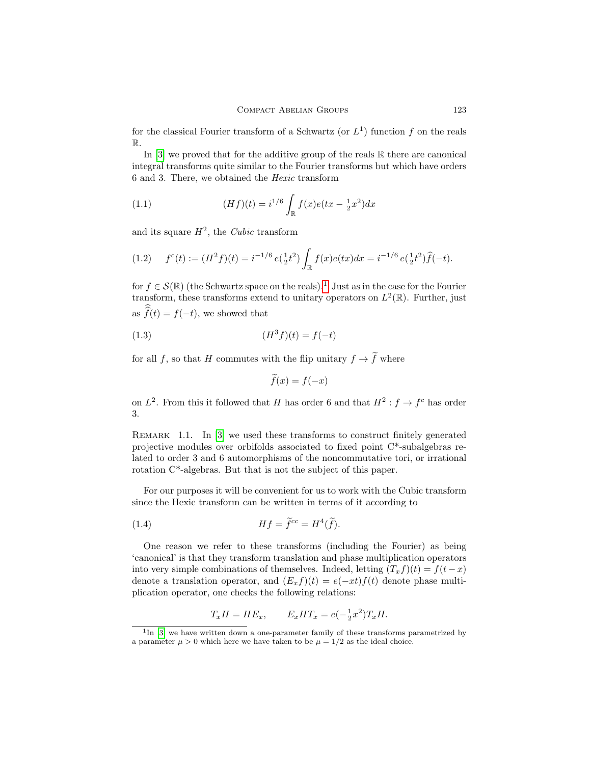for the classical Fourier transform of a Schwartz (or $L^1$) function $f$ on the reals $\mathbb{R}$.

In [3] we proved that for the additive group of the reals $\mathbb{R}$ there are canonical integral transforms quite similar to the Fourier transforms but which have orders 6 and 3. There, we obtained the *Hexic* transform

$$(Hf)(t) = i^{1/6} \int_{\mathbb{R}} f(x) e(tx - \tfrac{1}{2}x^2) dx \tag{1.1}$$

and its square $H^2$, the *Cubic* transform

$$f^c(t) := (H^2 f)(t) = i^{-1/6}\, e(\tfrac{1}{2}t^2) \int_{\mathbb{R}} f(x) e(tx) dx = i^{-1/6}\, e(\tfrac{1}{2}t^2) \widehat{f}(-t). \tag{1.2}$$

for $f \in \mathcal{S}(\mathbb{R})$ (the Schwartz space on the reals).[1] Just as in the case for the Fourier transform, these transforms extend to unitary operators on $L^2(\mathbb{R})$. Further, just as $\widehat{\widehat{f}}(t) = f(-t)$, we showed that

$$(H^3 f)(t) = f(-t) \tag{1.3}$$

for all $f$, so that $H$ commutes with the flip unitary $f \to \widetilde{f}$ where

$$\widetilde{f}(x) = f(-x)$$

on $L^2$. From this it followed that $H$ has order 6 and that $H^2 : f \to f^c$ has order 3.

Remark 1.1. In [3] we used these transforms to construct finitely generated projective modules over orbifolds associated to fixed point C\*-subalgebras related to order 3 and 6 automorphisms of the noncommutative tori, or irrational rotation C\*-algebras. But that is not the subject of this paper.

For our purposes it will be convenient for us to work with the Cubic transform since the Hexic transform can be written in terms of it according to

$$Hf = \widetilde{f}^{cc} = H^4(\widetilde{f}). \tag{1.4}$$

One reason we refer to these transforms (including the Fourier) as being 'canonical' is that they transform translation and phase multiplication operators into very simple combinations of themselves. Indeed, letting $(T_x f)(t) = f(t-x)$ denote a translation operator, and $(E_x f)(t) = e(-xt) f(t)$ denote phase multiplication operator, one checks the following relations:

$$T_x H = H E_x, \qquad E_x H T_x = e(-\tfrac{1}{2}x^2) T_x H.$$

[1] In [3] we have written down a one-parameter family of these transforms parametrized by a parameter $\mu > 0$ which here we have taken to be $\mu = 1/2$ as the ideal choice.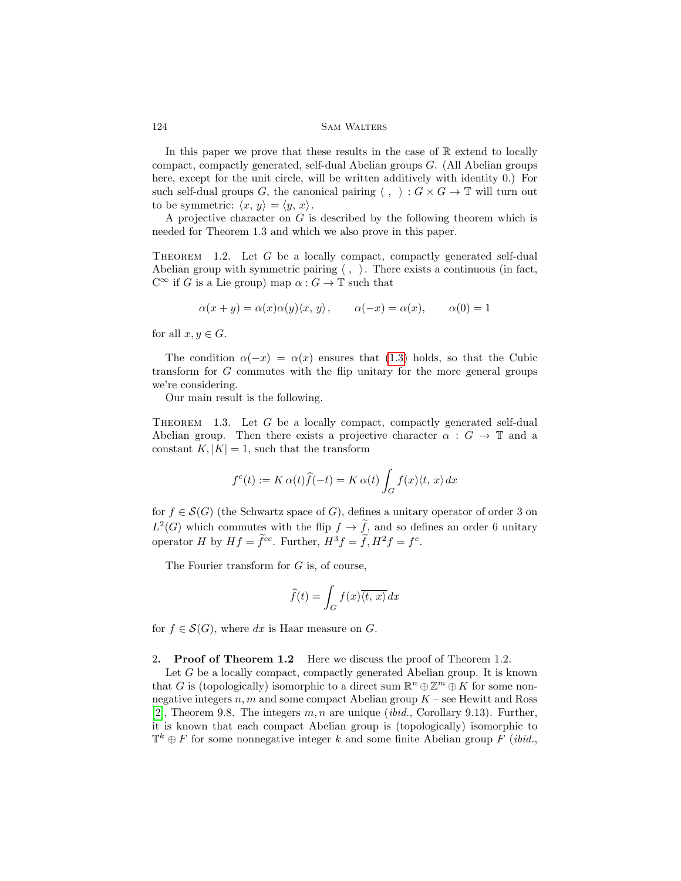In this paper we prove that these results in the case of $\mathbb{R}$ extend to locally compact, compactly generated, self-dual Abelian groups $G$. (All Abelian groups here, except for the unit circle, will be written additively with identity 0.) For such self-dual groups $G$, the canonical pairing $\langle\ ,\ \rangle : G \times G \to \mathbb{T}$ will turn out to be symmetric: $\langle x,\, y\rangle = \langle y,\, x\rangle$.

A projective character on $G$ is described by the following theorem which is needed for Theorem 1.3 and which we also prove in this paper.

Theorem 1.2. *Let $G$ be a locally compact, compactly generated self-dual Abelian group with symmetric pairing $\langle\ ,\ \rangle$. There exists a continuous (in fact, $C^\infty$ if $G$ is a Lie group) map $\alpha : G \to \mathbb{T}$ such that*

$$\alpha(x+y) = \alpha(x)\alpha(y)\langle x,\, y\rangle, \qquad \alpha(-x) = \alpha(x), \qquad \alpha(0) = 1$$

*for all $x, y \in G$.*

The condition $\alpha(-x) = \alpha(x)$ ensures that (1.3) holds, so that the Cubic transform for $G$ commutes with the flip unitary for the more general groups we're considering.

Our main result is the following.

Theorem 1.3. *Let $G$ be a locally compact, compactly generated self-dual Abelian group. Then there exists a projective character $\alpha : G \to \mathbb{T}$ and a constant $K, |K| = 1$, such that the transform*

$$f^c(t) := K\,\alpha(t)\widehat{f}(-t) = K\,\alpha(t) \int_G f(x)\langle t,\, x\rangle\, dx$$

*for $f \in \mathcal{S}(G)$ (the Schwartz space of $G$), defines a unitary operator of order 3 on $L^2(G)$ which commutes with the flip $f \to \widetilde{f}$, and so defines an order 6 unitary operator $H$ by $Hf = \widetilde{f}^{cc}$. Further, $H^3 f = \widetilde{f}, H^2 f = f^c$.*

The Fourier transform for $G$ is, of course,

$$\widehat{f}(t) = \int_G f(x)\overline{\langle t,\, x\rangle}\, dx$$

for $f \in \mathcal{S}(G)$, where $dx$ is Haar measure on $G$.

## 2. Proof of Theorem 1.2

Here we discuss the proof of Theorem 1.2.

Let $G$ be a locally compact, compactly generated Abelian group. It is known that $G$ is (topologically) isomorphic to a direct sum $\mathbb{R}^n \oplus \mathbb{Z}^m \oplus K$ for some nonnegative integers $n, m$ and some compact Abelian group $K$ – see Hewitt and Ross [2], Theorem 9.8. The integers $m, n$ are unique (*ibid.*, Corollary 9.13). Further, it is known that each compact Abelian group is (topologically) isomorphic to $\mathbb{T}^k \oplus F$ for some nonnegative integer $k$ and some finite Abelian group $F$ (*ibid.*,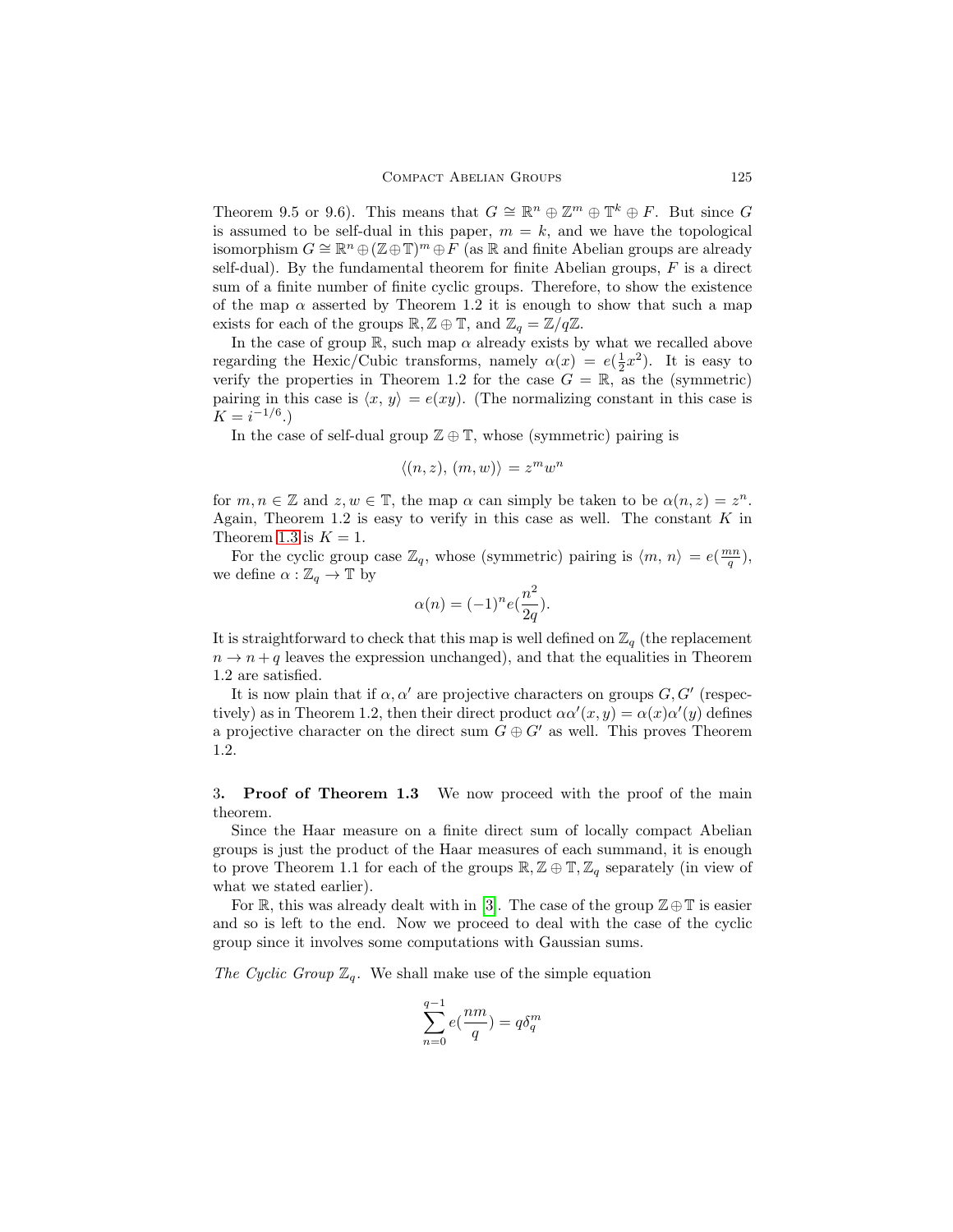Theorem 9.5 or 9.6). This means that $G \cong \mathbb{R}^n \oplus \mathbb{Z}^m \oplus \mathbb{T}^k \oplus F$. But since $G$ is assumed to be self-dual in this paper, $m = k$, and we have the topological isomorphism $G \cong \mathbb{R}^n \oplus (\mathbb{Z} \oplus \mathbb{T})^m \oplus F$ (as $\mathbb{R}$ and finite Abelian groups are already self-dual). By the fundamental theorem for finite Abelian groups, $F$ is a direct sum of a finite number of finite cyclic groups. Therefore, to show the existence of the map $\alpha$ asserted by Theorem 1.2 it is enough to show that such a map exists for each of the groups $\mathbb{R}, \mathbb{Z} \oplus \mathbb{T}$, and $\mathbb{Z}_q = \mathbb{Z}/q\mathbb{Z}$.

In the case of group $\mathbb{R}$, such map $\alpha$ already exists by what we recalled above regarding the Hexic/Cubic transforms, namely $\alpha(x) = e(\frac{1}{2}x^2)$. It is easy to verify the properties in Theorem 1.2 for the case $G = \mathbb{R}$, as the (symmetric) pairing in this case is $\langle x, y \rangle = e(xy)$. (The normalizing constant in this case is $K = i^{-1/6}$.)

In the case of self-dual group $\mathbb{Z} \oplus \mathbb{T}$, whose (symmetric) pairing is

$$\langle (n, z), (m, w) \rangle = z^m w^n$$

for $m, n \in \mathbb{Z}$ and $z, w \in \mathbb{T}$, the map $\alpha$ can simply be taken to be $\alpha(n, z) = z^n$. Again, Theorem 1.2 is easy to verify in this case as well. The constant $K$ in Theorem 1.3 is $K = 1$.

For the cyclic group case $\mathbb{Z}_q$, whose (symmetric) pairing is $\langle m, n \rangle = e(\frac{mn}{q})$, we define $\alpha : \mathbb{Z}_q \to \mathbb{T}$ by

$$\alpha(n) = (-1)^n e(\frac{n^2}{2q}).$$

It is straightforward to check that this map is well defined on $\mathbb{Z}_q$ (the replacement $n \to n + q$ leaves the expression unchanged), and that the equalities in Theorem 1.2 are satisfied.

It is now plain that if $\alpha, \alpha'$ are projective characters on groups $G, G'$ (respectively) as in Theorem 1.2, then their direct product $\alpha\alpha'(x, y) = \alpha(x)\alpha'(y)$ defines a projective character on the direct sum $G \oplus G'$ as well. This proves Theorem 1.2.

## 3. Proof of Theorem 1.3

We now proceed with the proof of the main theorem.

Since the Haar measure on a finite direct sum of locally compact Abelian groups is just the product of the Haar measures of each summand, it is enough to prove Theorem 1.1 for each of the groups $\mathbb{R}, \mathbb{Z} \oplus \mathbb{T}, \mathbb{Z}_q$ separately (in view of what we stated earlier).

For $\mathbb{R}$, this was already dealt with in [3]. The case of the group $\mathbb{Z} \oplus \mathbb{T}$ is easier and so is left to the end. Now we proceed to deal with the case of the cyclic group since it involves some computations with Gaussian sums.

*The Cyclic Group $\mathbb{Z}_q$.* We shall make use of the simple equation

$$\sum_{n=0}^{q-1} e(\frac{nm}{q}) = q\delta_q^m$$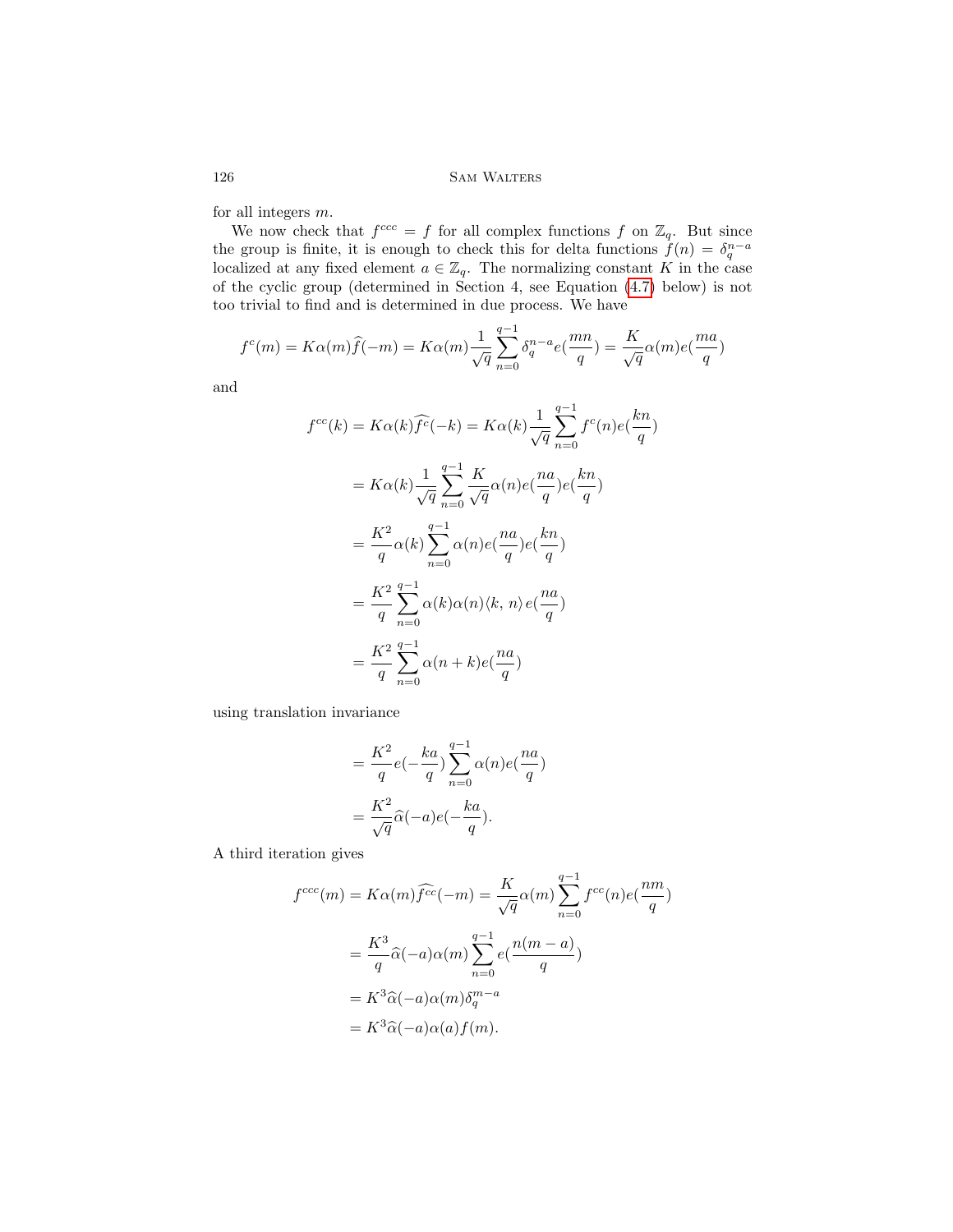for all integers $m$.

We now check that $f^{ccc} = f$ for all complex functions $f$ on $\mathbb{Z}_q$. But since the group is finite, it is enough to check this for delta functions $f(n) = \delta_q^{n-a}$ localized at any fixed element $a \in \mathbb{Z}_q$. The normalizing constant $K$ in the case of the cyclic group (determined in Section 4, see Equation (4.7) below) is not too trivial to find and is determined in due process. We have

$$f^c(m) = K\alpha(m)\widehat{f}(-m) = K\alpha(m)\frac{1}{\sqrt{q}}\sum_{n=0}^{q-1}\delta_q^{n-a}e(\frac{mn}{q}) = \frac{K}{\sqrt{q}}\alpha(m)e(\frac{ma}{q})$$

and

$$\begin{aligned}
f^{cc}(k) &= K\alpha(k)\widehat{f^c}(-k) = K\alpha(k)\frac{1}{\sqrt{q}}\sum_{n=0}^{q-1}f^c(n)e(\frac{kn}{q}) \\
&= K\alpha(k)\frac{1}{\sqrt{q}}\sum_{n=0}^{q-1}\frac{K}{\sqrt{q}}\alpha(n)e(\frac{na}{q})e(\frac{kn}{q}) \\
&= \frac{K^2}{q}\alpha(k)\sum_{n=0}^{q-1}\alpha(n)e(\frac{na}{q})e(\frac{kn}{q}) \\
&= \frac{K^2}{q}\sum_{n=0}^{q-1}\alpha(k)\alpha(n)\langle k,\, n\rangle\, e(\frac{na}{q}) \\
&= \frac{K^2}{q}\sum_{n=0}^{q-1}\alpha(n+k)e(\frac{na}{q})
\end{aligned}$$

using translation invariance

$$\begin{aligned}
&= \frac{K^2}{q}e(-\frac{ka}{q})\sum_{n=0}^{q-1}\alpha(n)e(\frac{na}{q}) \\
&= \frac{K^2}{\sqrt{q}}\widehat{\alpha}(-a)e(-\frac{ka}{q}).
\end{aligned}$$

A third iteration gives

$$\begin{aligned}
f^{ccc}(m) &= K\alpha(m)\widehat{f^{cc}}(-m) = \frac{K}{\sqrt{q}}\alpha(m)\sum_{n=0}^{q-1}f^{cc}(n)e(\frac{nm}{q}) \\
&= \frac{K^3}{q}\widehat{\alpha}(-a)\alpha(m)\sum_{n=0}^{q-1}e(\frac{n(m-a)}{q}) \\
&= K^3\widehat{\alpha}(-a)\alpha(m)\delta_q^{m-a} \\
&= K^3\widehat{\alpha}(-a)\alpha(a)f(m).
\end{aligned}$$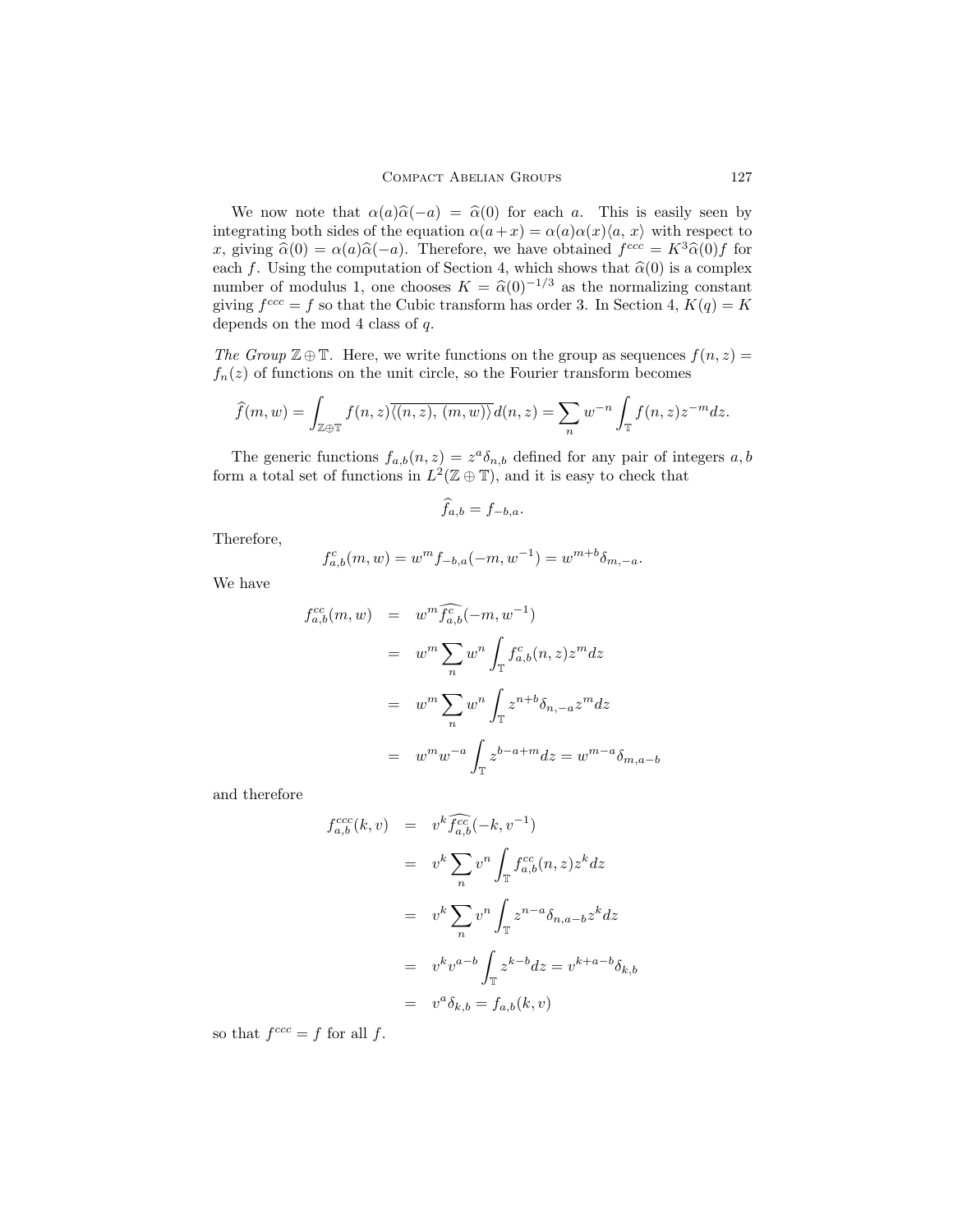We now note that $\alpha(a)\widehat{\alpha}(-a) = \widehat{\alpha}(0)$ for each $a$. This is easily seen by integrating both sides of the equation $\alpha(a+x) = \alpha(a)\alpha(x)\langle a, x\rangle$ with respect to $x$, giving $\widehat{\alpha}(0) = \alpha(a)\widehat{\alpha}(-a)$. Therefore, we have obtained $f^{ccc} = K^3\widehat{\alpha}(0)f$ for each $f$. Using the computation of Section 4, which shows that $\widehat{\alpha}(0)$ is a complex number of modulus 1, one chooses $K = \widehat{\alpha}(0)^{-1/3}$ as the normalizing constant giving $f^{ccc} = f$ so that the Cubic transform has order 3. In Section 4, $K(q) = K$ depends on the mod 4 class of $q$.

*The Group* $\mathbb{Z} \oplus \mathbb{T}$. Here, we write functions on the group as sequences $f(n, z) = f_n(z)$ of functions on the unit circle, so the Fourier transform becomes

$$\widehat{f}(m, w) = \int_{\mathbb{Z}\oplus\mathbb{T}} f(n, z)\overline{\langle (n, z),\, (m, w)\rangle}\, d(n, z) = \sum_n w^{-n} \int_{\mathbb{T}} f(n, z) z^{-m} dz.$$

The generic functions $f_{a,b}(n, z) = z^a \delta_{n,b}$ defined for any pair of integers $a, b$ form a total set of functions in $L^2(\mathbb{Z} \oplus \mathbb{T})$, and it is easy to check that

$$\widehat{f}_{a,b} = f_{-b,a}.$$

Therefore,

$$f^c_{a,b}(m, w) = w^m f_{-b,a}(-m, w^{-1}) = w^{m+b}\delta_{m,-a}.$$

We have

$$\begin{aligned}
f^{cc}_{a,b}(m, w) &= w^m \widehat{f^c_{a,b}}(-m, w^{-1}) \\
&= w^m \sum_n w^n \int_{\mathbb{T}} f^c_{a,b}(n, z) z^m dz \\
&= w^m \sum_n w^n \int_{\mathbb{T}} z^{n+b}\delta_{n,-a} z^m dz \\
&= w^m w^{-a} \int_{\mathbb{T}} z^{b-a+m} dz = w^{m-a}\delta_{m,a-b}
\end{aligned}$$

and therefore

$$\begin{aligned}
f^{ccc}_{a,b}(k, v) &= v^k \widehat{f^{cc}_{a,b}}(-k, v^{-1}) \\
&= v^k \sum_n v^n \int_{\mathbb{T}} f^{cc}_{a,b}(n, z) z^k dz \\
&= v^k \sum_n v^n \int_{\mathbb{T}} z^{n-a}\delta_{n,a-b} z^k dz \\
&= v^k v^{a-b} \int_{\mathbb{T}} z^{k-b} dz = v^{k+a-b}\delta_{k,b} \\
&= v^a \delta_{k,b} = f_{a,b}(k, v)
\end{aligned}$$

so that $f^{ccc} = f$ for all $f$.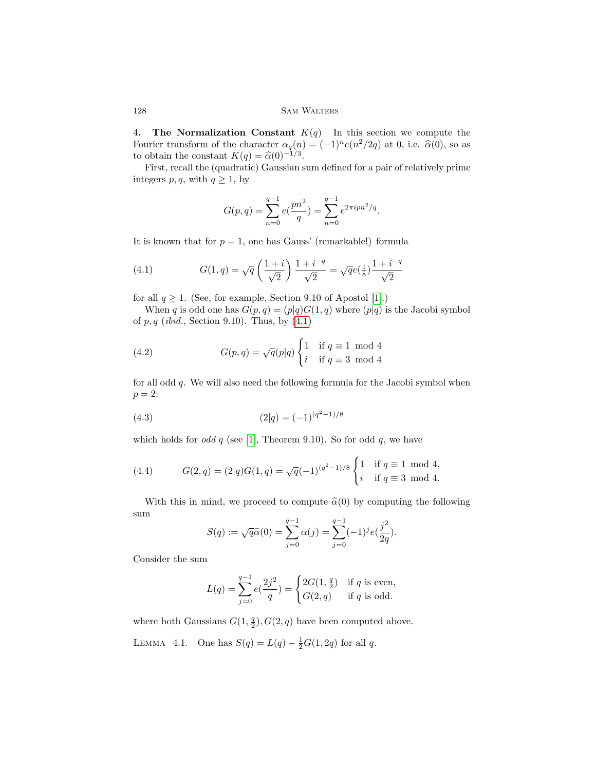4. **The Normalization Constant** $K(q)$ In this section we compute the Fourier transform of the character $\alpha_q(n) = (-1)^n e(n^2/2q)$ at 0, i.e. $\widehat{\alpha}(0)$, so as to obtain the constant $K(q) = \widehat{\alpha}(0)^{-1/3}$.

First, recall the (quadratic) Gaussian sum defined for a pair of relatively prime integers $p, q$, with $q \geq 1$, by

$$G(p,q) = \sum_{n=0}^{q-1} e(\frac{pn^2}{q}) = \sum_{n=0}^{q-1} e^{2\pi i p n^2/q}.$$

It is known that for $p = 1$, one has Gauss' (remarkable!) formula

$$G(1,q) = \sqrt{q}\left(\frac{1+i}{\sqrt{2}}\right)\frac{1+i^{-q}}{\sqrt{2}} = \sqrt{q}e(\tfrac{1}{8})\frac{1+i^{-q}}{\sqrt{2}} \tag{4.1}$$

for all $q \geq 1$. (See, for example, Section 9.10 of Apostol [1].)

When $q$ is odd one has $G(p,q) = (p|q)G(1,q)$ where $(p|q)$ is the Jacobi symbol of $p, q$ (*ibid.*, Section 9.10). Thus, by (4.1)

$$G(p,q) = \sqrt{q}(p|q)\begin{cases} 1 & \text{if } q \equiv 1 \mod 4 \\ i & \text{if } q \equiv 3 \mod 4 \end{cases} \tag{4.2}$$

for all odd $q$. We will also need the following formula for the Jacobi symbol when $p = 2$:

$$(2|q) = (-1)^{(q^2-1)/8} \tag{4.3}$$

which holds for *odd* $q$ (see [1], Theorem 9.10). So for odd $q$, we have

$$G(2,q) = (2|q)G(1,q) = \sqrt{q}(-1)^{(q^2-1)/8}\begin{cases} 1 & \text{if } q \equiv 1 \mod 4, \\ i & \text{if } q \equiv 3 \mod 4. \end{cases} \tag{4.4}$$

With this in mind, we proceed to compute $\widehat{\alpha}(0)$ by computing the following sum

$$S(q) := \sqrt{q}\widehat{\alpha}(0) = \sum_{j=0}^{q-1} \alpha(j) = \sum_{j=0}^{q-1} (-1)^j e(\frac{j^2}{2q}).$$

Consider the sum

$$L(q) = \sum_{j=0}^{q-1} e(\frac{2j^2}{q}) = \begin{cases} 2G(1,\frac{q}{2}) & \text{if } q \text{ is even,} \\ G(2,q) & \text{if } q \text{ is odd.} \end{cases}$$

where both Gaussians $G(1, \frac{q}{2}), G(2,q)$ have been computed above.

Lemma 4.1. One has $S(q) = L(q) - \frac{1}{2}G(1,2q)$ for all $q$.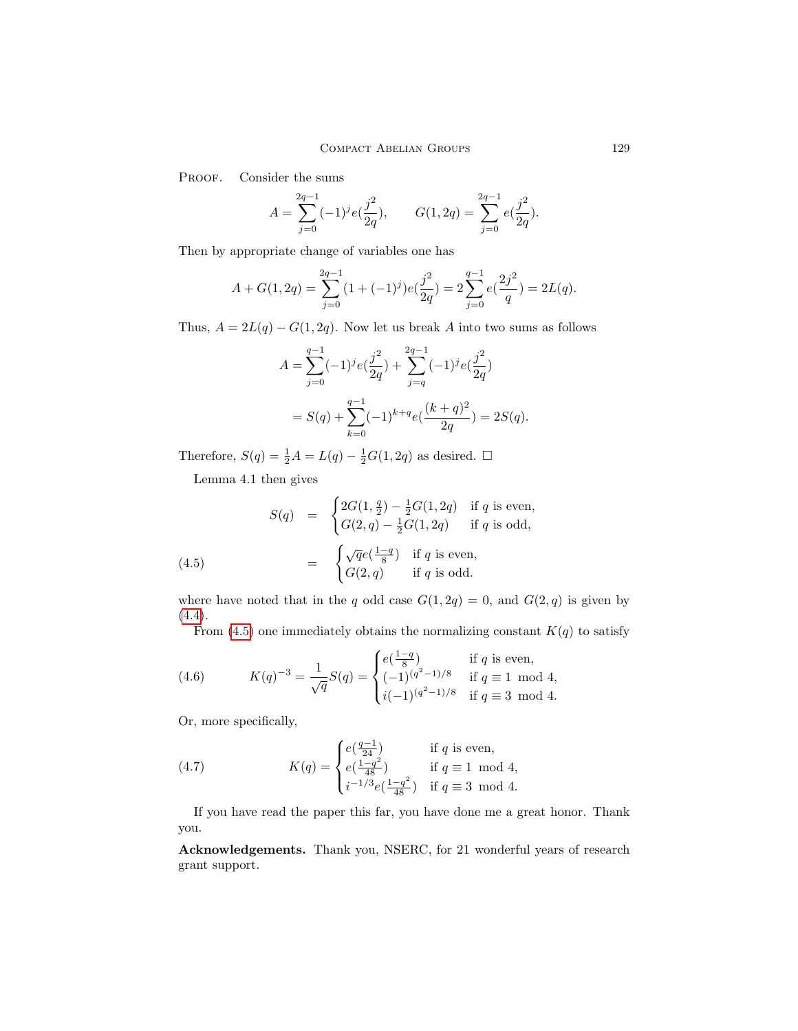PROOF. Consider the sums

$$A = \sum_{j=0}^{2q-1} (-1)^j e(\frac{j^2}{2q}), \qquad G(1,2q) = \sum_{j=0}^{2q-1} e(\frac{j^2}{2q}).$$

Then by appropriate change of variables one has

$$A + G(1,2q) = \sum_{j=0}^{2q-1} (1+(-1)^j) e(\frac{j^2}{2q}) = 2\sum_{j=0}^{q-1} e(\frac{2j^2}{q}) = 2L(q).$$

Thus, $A = 2L(q) - G(1,2q)$. Now let us break $A$ into two sums as follows

$$\begin{aligned} A &= \sum_{j=0}^{q-1} (-1)^j e(\frac{j^2}{2q}) + \sum_{j=q}^{2q-1} (-1)^j e(\frac{j^2}{2q}) \\ &= S(q) + \sum_{k=0}^{q-1} (-1)^{k+q} e(\frac{(k+q)^2}{2q}) = 2S(q). \end{aligned}$$

Therefore, $S(q) = \frac{1}{2}A = L(q) - \frac{1}{2}G(1,2q)$ as desired. $\square$

Lemma 4.1 then gives

$$\begin{aligned} S(q) &= \begin{cases} 2G(1,\frac{q}{2}) - \frac{1}{2}G(1,2q) & \text{if } q \text{ is even,} \\ G(2,q) - \frac{1}{2}G(1,2q) & \text{if } q \text{ is odd,} \end{cases} \\ &= \begin{cases} \sqrt{q}\, e(\frac{1-q}{8}) & \text{if } q \text{ is even,} \\ G(2,q) & \text{if } q \text{ is odd.} \end{cases} \end{aligned} \tag{4.5}$$

where have noted that in the $q$ odd case $G(1,2q) = 0$, and $G(2,q)$ is given by (4.4).

From (4.5) one immediately obtains the normalizing constant $K(q)$ to satisfy

$$K(q)^{-3} = \frac{1}{\sqrt{q}} S(q) = \begin{cases} e(\frac{1-q}{8}) & \text{if } q \text{ is even,} \\ (-1)^{(q^2-1)/8} & \text{if } q \equiv 1 \mod 4, \\ i(-1)^{(q^2-1)/8} & \text{if } q \equiv 3 \mod 4. \end{cases} \tag{4.6}$$

Or, more specifically,

$$K(q) = \begin{cases} e(\frac{q-1}{24}) & \text{if } q \text{ is even,} \\ e(\frac{1-q^2}{48}) & \text{if } q \equiv 1 \mod 4, \\ i^{-1/3} e(\frac{1-q^2}{48}) & \text{if } q \equiv 3 \mod 4. \end{cases} \tag{4.7}$$

If you have read the paper this far, you have done me a great honor. Thank you.

**Acknowledgements.** Thank you, NSERC, for 21 wonderful years of research grant support.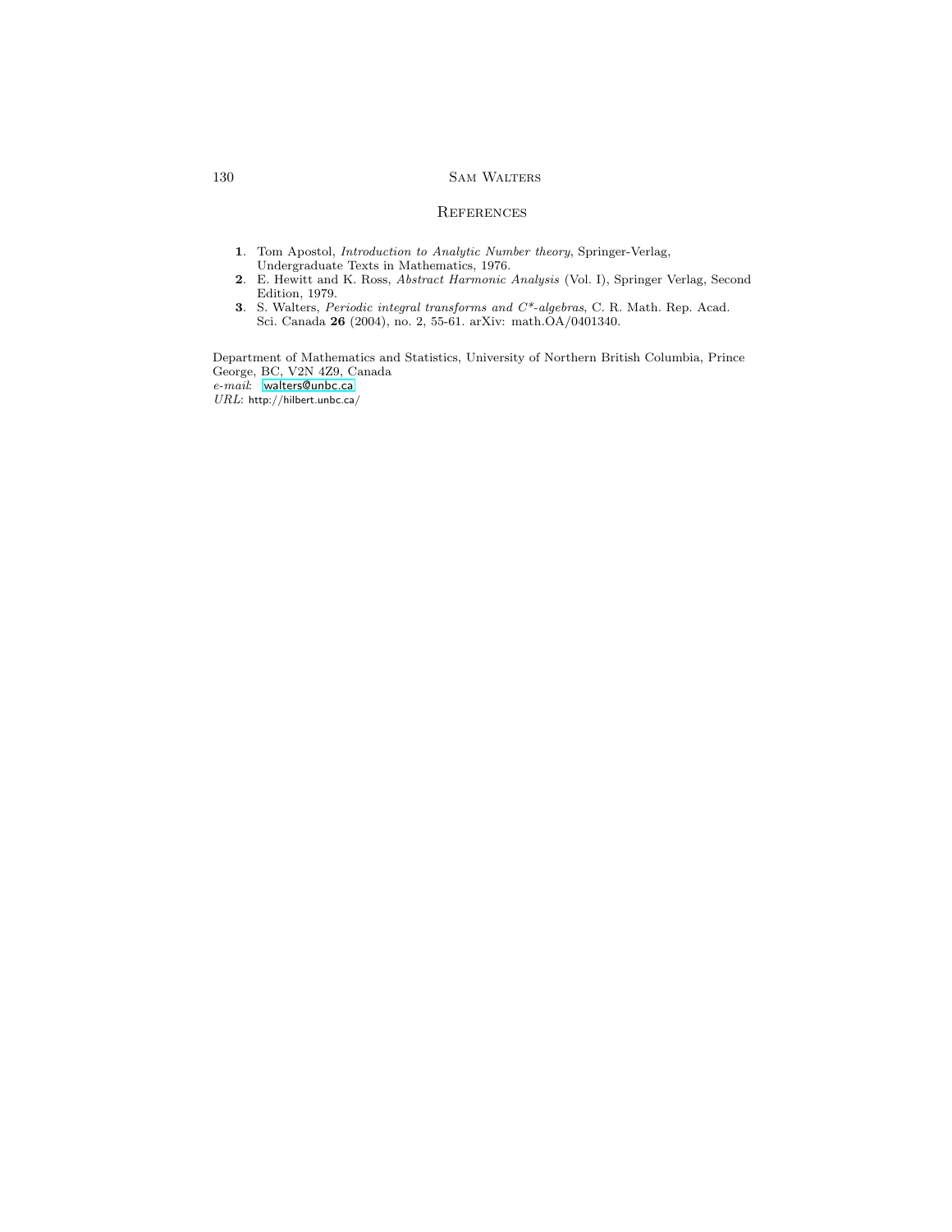## References

1. Tom Apostol, *Introduction to Analytic Number theory*, Springer-Verlag, Undergraduate Texts in Mathematics, 1976.
2. E. Hewitt and K. Ross, *Abstract Harmonic Analysis* (Vol. I), Springer Verlag, Second Edition, 1979.
3. S. Walters, *Periodic integral transforms and C\*-algebras*, C. R. Math. Rep. Acad. Sci. Canada **26** (2004), no. 2, 55-61. arXiv: math.OA/0401340.

Department of Mathematics and Statistics, University of Northern British Columbia, Prince George, BC, V2N 4Z9, Canada
*e-mail*: walters@unbc.ca
*URL*: http://hilbert.unbc.ca/